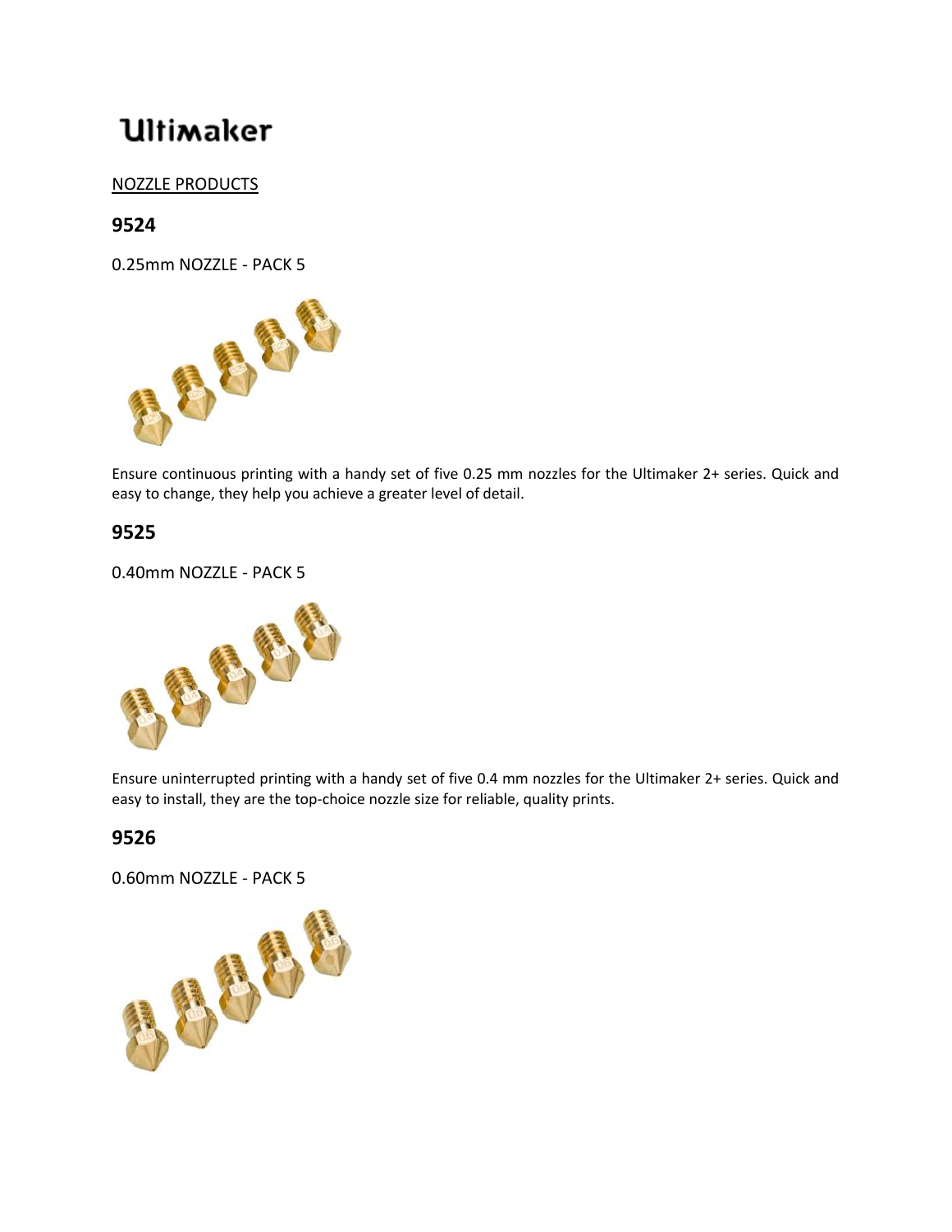# Ultimaker

NOZZLE PRODUCTS

## 9524

0.25mm NOZZLE - PACK 5

Ensure continuous printing with a handy set of five 0.25 mm nozzles for the Ultimaker 2+ series. Quick and easy to change, they help you achieve a greater level of detail.

## 9525

0.40mm NOZZLE - PACK 5

Ensure uninterrupted printing with a handy set of five 0.4 mm nozzles for the Ultimaker 2+ series. Quick and easy to install, they are the top-choice nozzle size for reliable, quality prints.

## 9526

0.60mm NOZZLE - PACK 5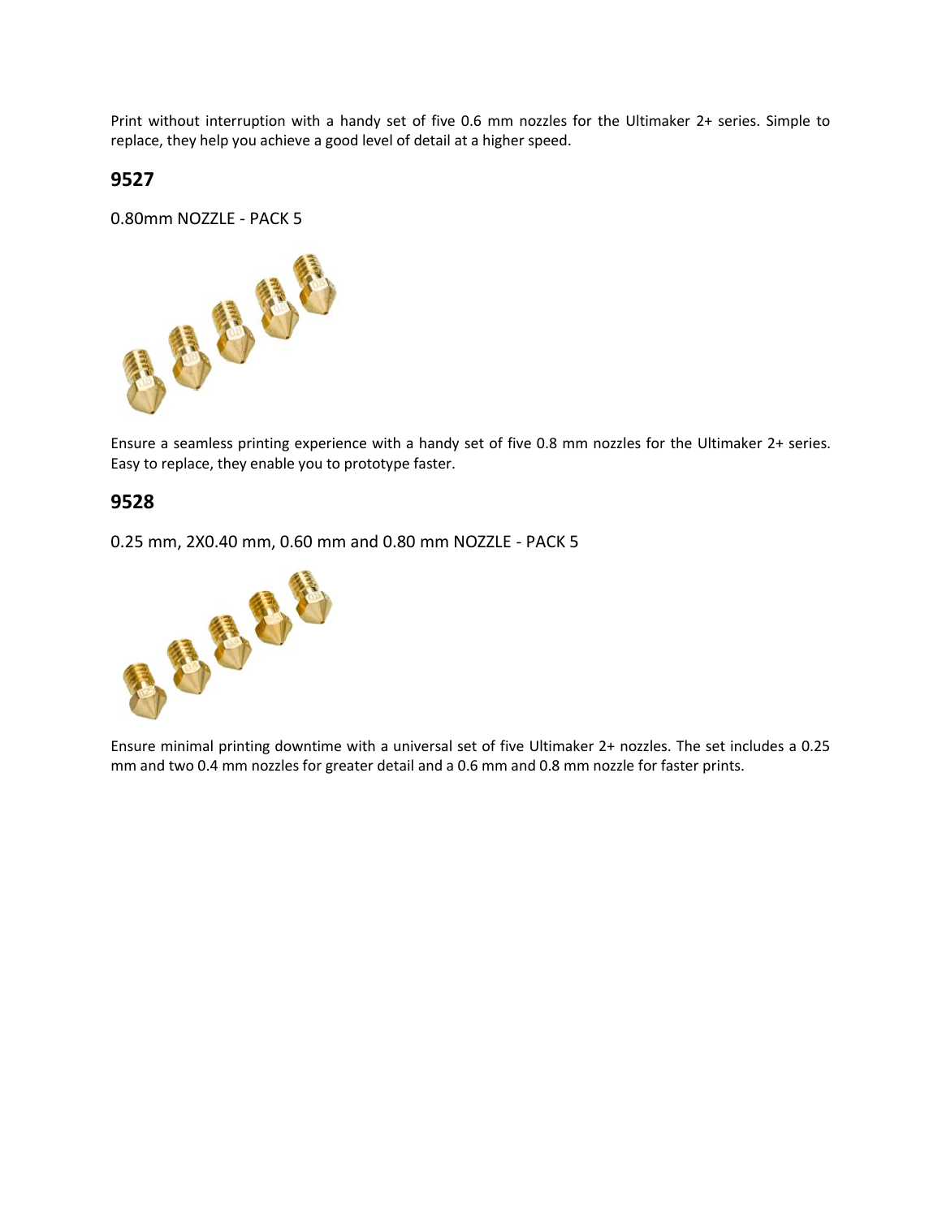Print without interruption with a handy set of five 0.6 mm nozzles for the Ultimaker 2+ series. Simple to replace, they help you achieve a good level of detail at a higher speed.

## 9527

0.80mm NOZZLE - PACK 5

Ensure a seamless printing experience with a handy set of five 0.8 mm nozzles for the Ultimaker 2+ series. Easy to replace, they enable you to prototype faster.

## 9528

0.25 mm, 2X0.40 mm, 0.60 mm and 0.80 mm NOZZLE - PACK 5

Ensure minimal printing downtime with a universal set of five Ultimaker 2+ nozzles. The set includes a 0.25 mm and two 0.4 mm nozzles for greater detail and a 0.6 mm and 0.8 mm nozzle for faster prints.